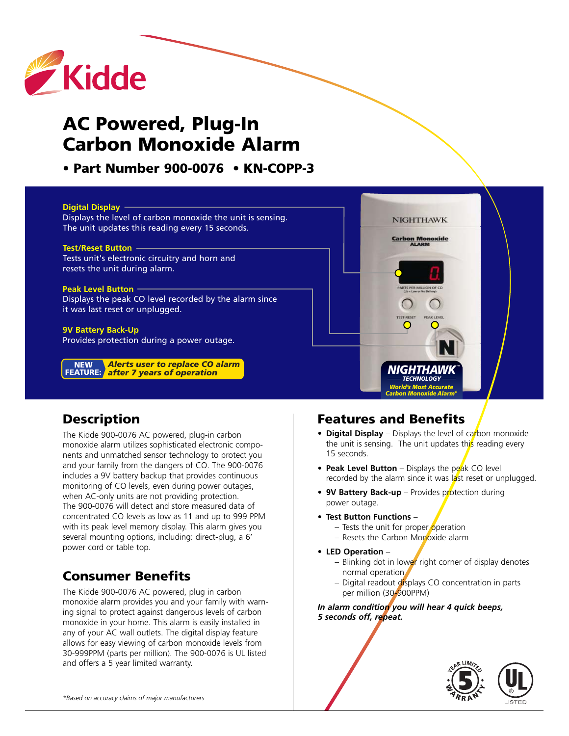Kidde

# AC Powered, Plug-In Carbon Monoxide Alarm

**• Part Number 900-0076 • KN-COPP-3**

**Digital Display**
Displays the level of carbon monoxide the unit is sensing. The unit updates this reading every 15 seconds.

**Test/Reset Button**
Tests unit's electronic circuitry and horn and resets the unit during alarm.

**Peak Level Button**
Displays the peak CO level recorded by the alarm since it was last reset or unplugged.

**9V Battery Back-Up**
Provides protection during a power outage.

**NEW FEATURE:** ***Alerts user to replace CO alarm after 7 years of operation***

NIGHTHAWK
Carbon Monoxide ALARM
PARTS PER MILLION OF CO (Lb = Low or No Battery)
TEST-RESET PEAK LEVEL

**NIGHTHAWK™ TECHNOLOGY**
***World's Most Accurate Carbon Monoxide Alarm****

## Description

The Kidde 900-0076 AC powered, plug-in carbon monoxide alarm utilizes sophisticated electronic components and unmatched sensor technology to protect you and your family from the dangers of CO. The 900-0076 includes a 9V battery backup that provides continuous monitoring of CO levels, even during power outages, when AC-only units are not providing protection. The 900-0076 will detect and store measured data of concentrated CO levels as low as 11 and up to 999 PPM with its peak level memory display. This alarm gives you several mounting options, including: direct-plug, a 6' power cord or table top.

## Consumer Benefits

The Kidde 900-0076 AC powered, plug in carbon monoxide alarm provides you and your family with warning signal to protect against dangerous levels of carbon monoxide in your home. This alarm is easily installed in any of your AC wall outlets. The digital display feature allows for easy viewing of carbon monoxide levels from 30-999PPM (parts per million). The 900-0076 is UL listed and offers a 5 year limited warranty.

*\*Based on accuracy claims of major manufacturers*

## Features and Benefits

- **Digital Display** – Displays the level of carbon monoxide the unit is sensing. The unit updates this reading every 15 seconds.
- **Peak Level Button** – Displays the peak CO level recorded by the alarm since it was last reset or unplugged.
- **9V Battery Back-up** – Provides protection during power outage.
- **Test Button Functions** –
  - Tests the unit for proper operation
  - Resets the Carbon Monoxide alarm
- **LED Operation** –
  - Blinking dot in lower right corner of display denotes normal operation
  - Digital readout displays CO concentration in parts per million (30-900PPM)

***In alarm condition you will hear 4 quick beeps, 5 seconds off, repeat.***

5 YEAR LIMITED WARRANTY

UL LISTED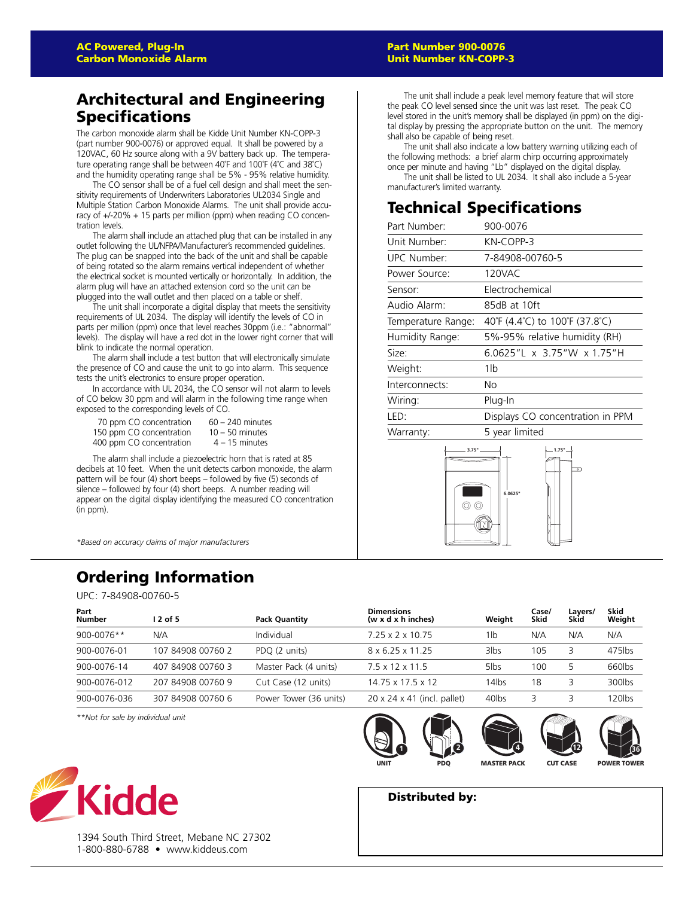# Architectural and Engineering Specifications

The carbon monoxide alarm shall be Kidde Unit Number KN-COPP-3 (part number 900-0076) or approved equal. It shall be powered by a 120VAC, 60 Hz source along with a 9V battery back up. The temperature operating range shall be between 40˚F and 100˚F (4˚C and 38˚C) and the humidity operating range shall be 5% - 95% relative humidity.

The CO sensor shall be of a fuel cell design and shall meet the sensitivity requirements of Underwriters Laboratories UL2034 Single and Multiple Station Carbon Monoxide Alarms. The unit shall provide accuracy of +/-20% + 15 parts per million (ppm) when reading CO concentration levels.

The alarm shall include an attached plug that can be installed in any outlet following the UL/NFPA/Manufacturer's recommended guidelines. The plug can be snapped into the back of the unit and shall be capable of being rotated so the alarm remains vertical independent of whether the electrical socket is mounted vertically or horizontally. In addition, the alarm plug will have an attached extension cord so the unit can be plugged into the wall outlet and then placed on a table or shelf.

The unit shall incorporate a digital display that meets the sensitivity requirements of UL 2034. The display will identify the levels of CO in parts per million (ppm) once that level reaches 30ppm (i.e.: "abnormal" levels). The display will have a red dot in the lower right corner that will blink to indicate the normal operation.

The alarm shall include a test button that will electronically simulate the presence of CO and cause the unit to go into alarm. This sequence tests the unit's electronics to ensure proper operation.

In accordance with UL 2034, the CO sensor will not alarm to levels of CO below 30 ppm and will alarm in the following time range when exposed to the corresponding levels of CO.

| | |
|---|---|
| 70 ppm CO concentration | 60 – 240 minutes |
| 150 ppm CO concentration | 10 – 50 minutes |
| 400 ppm CO concentration | 4 – 15 minutes |

The alarm shall include a piezoelectric horn that is rated at 85 decibels at 10 feet. When the unit detects carbon monoxide, the alarm pattern will be four (4) short beeps – followed by five (5) seconds of silence – followed by four (4) short beeps. A number reading will appear on the digital display identifying the measured CO concentration (in ppm).

*\*Based on accuracy claims of major manufacturers*

The unit shall include a peak level memory feature that will store the peak CO level sensed since the unit was last reset. The peak CO level stored in the unit's memory shall be displayed (in ppm) on the digital display by pressing the appropriate button on the unit. The memory shall also be capable of being reset.

The unit shall also indicate a low battery warning utilizing each of the following methods: a brief alarm chirp occurring approximately once per minute and having "Lb" displayed on the digital display.

The unit shall be listed to UL 2034. It shall also include a 5-year manufacturer's limited warranty.

# Technical Specifications

| | |
|---|---|
| Part Number: | 900-0076 |
| Unit Number: | KN-COPP-3 |
| UPC Number: | 7-84908-00760-5 |
| Power Source: | 120VAC |
| Sensor: | Electrochemical |
| Audio Alarm: | 85dB at 10ft |
| Temperature Range: | 40˚F (4.4˚C) to 100˚F (37.8˚C) |
| Humidity Range: | 5%-95% relative humidity (RH) |
| Size: | 6.0625"L x 3.75"W x 1.75"H |
| Weight: | 1lb |
| Interconnects: | No |
| Wiring: | Plug-In |
| LED: | Displays CO concentration in PPM |
| Warranty: | 5 year limited |

3.75"
6.0625"
1.75"

# Ordering Information

UPC: 7-84908-00760-5

| Part Number | I 2 of 5 | Pack Quantity | Dimensions (w x d x h inches) | Weight | Case/ Skid | Layers/ Skid | Skid Weight |
|---|---|---|---|---|---|---|---|
| 900-0076** | N/A | Individual | 7.25 x 2 x 10.75 | 1lb | N/A | N/A | N/A |
| 900-0076-01 | 107 84908 00760 2 | PDQ (2 units) | 8 x 6.25 x 11.25 | 3lbs | 105 | 3 | 475lbs |
| 900-0076-14 | 407 84908 00760 3 | Master Pack (4 units) | 7.5 x 12 x 11.5 | 5lbs | 100 | 5 | 660lbs |
| 900-0076-012 | 207 84908 00760 9 | Cut Case (12 units) | 14.75 x 17.5 x 12 | 14lbs | 18 | 3 | 300lbs |
| 900-0076-036 | 307 84908 00760 6 | Power Tower (36 units) | 20 x 24 x 41 (incl. pallet) | 40lbs | 3 | 3 | 120lbs |

*\*\*Not for sale by individual unit*

UNIT 1 | PDQ 2 | MASTER PACK 4 | CUT CASE 12 | POWER TOWER 36

Kidde

1394 South Third Street, Mebane NC 27302
1-800-880-6788 • www.kiddeus.com

**Distributed by:**